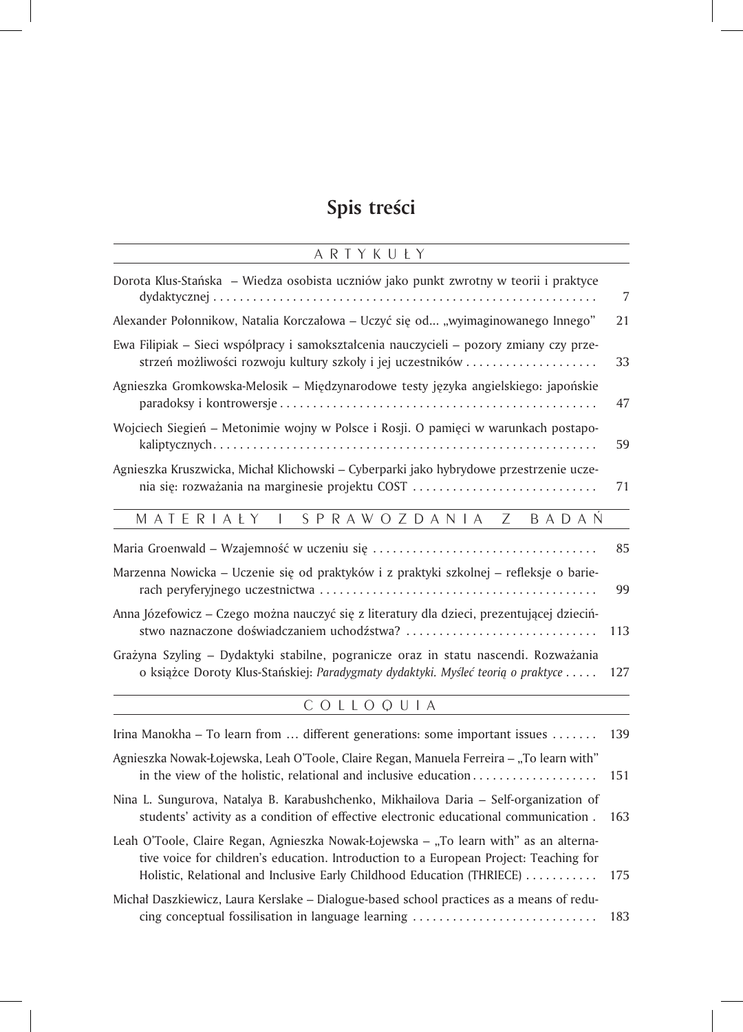# Spis treści

## ARTYKUŁY

Dorota Klus-Stańska – Wiedza osobista uczniów jako punkt zwrotny w teorii i praktyce dydaktycznej ... 7

Alexander Połonnikow, Natalia Korczałowa – Uczyć się od... „wyimaginowanego Innego” ... 21

Ewa Filipiak – Sieci współpracy i samokształcenia nauczycieli – pozory zmiany czy przestrzeń możliwości rozwoju kultury szkoły i jej uczestników ... 33

Agnieszka Gromkowska-Melosik – Międzynarodowe testy języka angielskiego: japońskie paradoksy i kontrowersje ... 47

Wojciech Siegień – Metonimie wojny w Polsce i Rosji. O pamięci w warunkach postapokaliptycznych ... 59

Agnieszka Kruszwicka, Michał Klichowski – Cyberparki jako hybrydowe przestrzenie uczenia się: rozważania na marginesie projektu COST ... 71

## MATERIAŁY I SPRAWOZDANIA Z BADAŃ

Maria Groenwald – Wzajemność w uczeniu się ... 85

Marzenna Nowicka – Uczenie się od praktyków i z praktyki szkolnej – refleksje o barierach peryferyjnego uczestnictwa ... 99

Anna Józefowicz – Czego można nauczyć się z literatury dla dzieci, prezentującej dzieciństwo naznaczone doświadczaniem uchodźstwa? ... 113

Grażyna Szyling – Dydaktyki stabilne, pogranicze oraz in statu nascendi. Rozważania o książce Doroty Klus-Stańskiej: *Paradygmaty dydaktyki. Myśleć teorią o praktyce* ... 127

## COLLOQUIA

Irina Manokha – To learn from … different generations: some important issues ... 139

Agnieszka Nowak-Łojewska, Leah O'Toole, Claire Regan, Manuela Ferreira – „To learn with” in the view of the holistic, relational and inclusive education ... 151

Nina L. Sungurova, Natalya B. Karabushchenko, Mikhailova Daria – Self-organization of students' activity as a condition of effective electronic educational communication . 163

Leah O'Toole, Claire Regan, Agnieszka Nowak-Łojewska – „To learn with” as an alternative voice for children's education. Introduction to a European Project: Teaching for Holistic, Relational and Inclusive Early Childhood Education (THRIECE) ... 175

Michał Daszkiewicz, Laura Kerslake – Dialogue-based school practices as a means of reducing conceptual fossilisation in language learning ... 183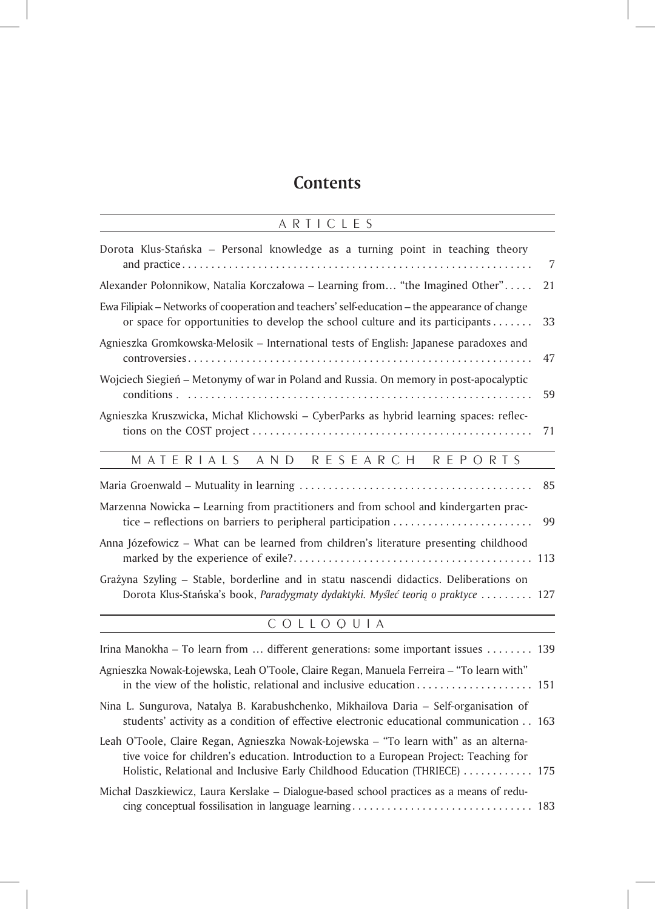# Contents

## ARTICLES

Dorota Klus-Stańska – Personal knowledge as a turning point in teaching theory and practice . . . 7

Alexander Połonnikow, Natalia Korczałowa – Learning from… “the Imagined Other” . . . 21

Ewa Filipiak – Networks of cooperation and teachers’ self-education – the appearance of change or space for opportunities to develop the school culture and its participants . . . 33

Agnieszka Gromkowska-Melosik – International tests of English: Japanese paradoxes and controversies . . . 47

Wojciech Siegień – Metonymy of war in Poland and Russia. On memory in post-apocalyptic conditions . . . 59

Agnieszka Kruszwicka, Michał Klichowski – CyberParks as hybrid learning spaces: reflections on the COST project . . . 71

## MATERIALS AND RESEARCH REPORTS

Maria Groenwald – Mutuality in learning . . . 85

Marzenna Nowicka – Learning from practitioners and from school and kindergarten practice – reflections on barriers to peripheral participation . . . 99

Anna Józefowicz – What can be learned from children’s literature presenting childhood marked by the experience of exile? . . . 113

Grażyna Szyling – Stable, borderline and in statu nascendi didactics. Deliberations on Dorota Klus-Stańska’s book, *Paradygmaty dydaktyki. Myśleć teorią o praktyce* . . . 127

## COLLOQUIA

Irina Manokha – To learn from … different generations: some important issues . . . 139

Agnieszka Nowak-Łojewska, Leah O’Toole, Claire Regan, Manuela Ferreira – “To learn with” in the view of the holistic, relational and inclusive education . . . 151

Nina L. Sungurova, Natalya B. Karabushchenko, Mikhailova Daria – Self-organisation of students’ activity as a condition of effective electronic educational communication . . . 163

Leah O’Toole, Claire Regan, Agnieszka Nowak-Łojewska – “To learn with” as an alternative voice for children’s education. Introduction to a European Project: Teaching for Holistic, Relational and Inclusive Early Childhood Education (THRIECE) . . . 175

Michał Daszkiewicz, Laura Kerslake – Dialogue-based school practices as a means of reducing conceptual fossilisation in language learning . . . 183